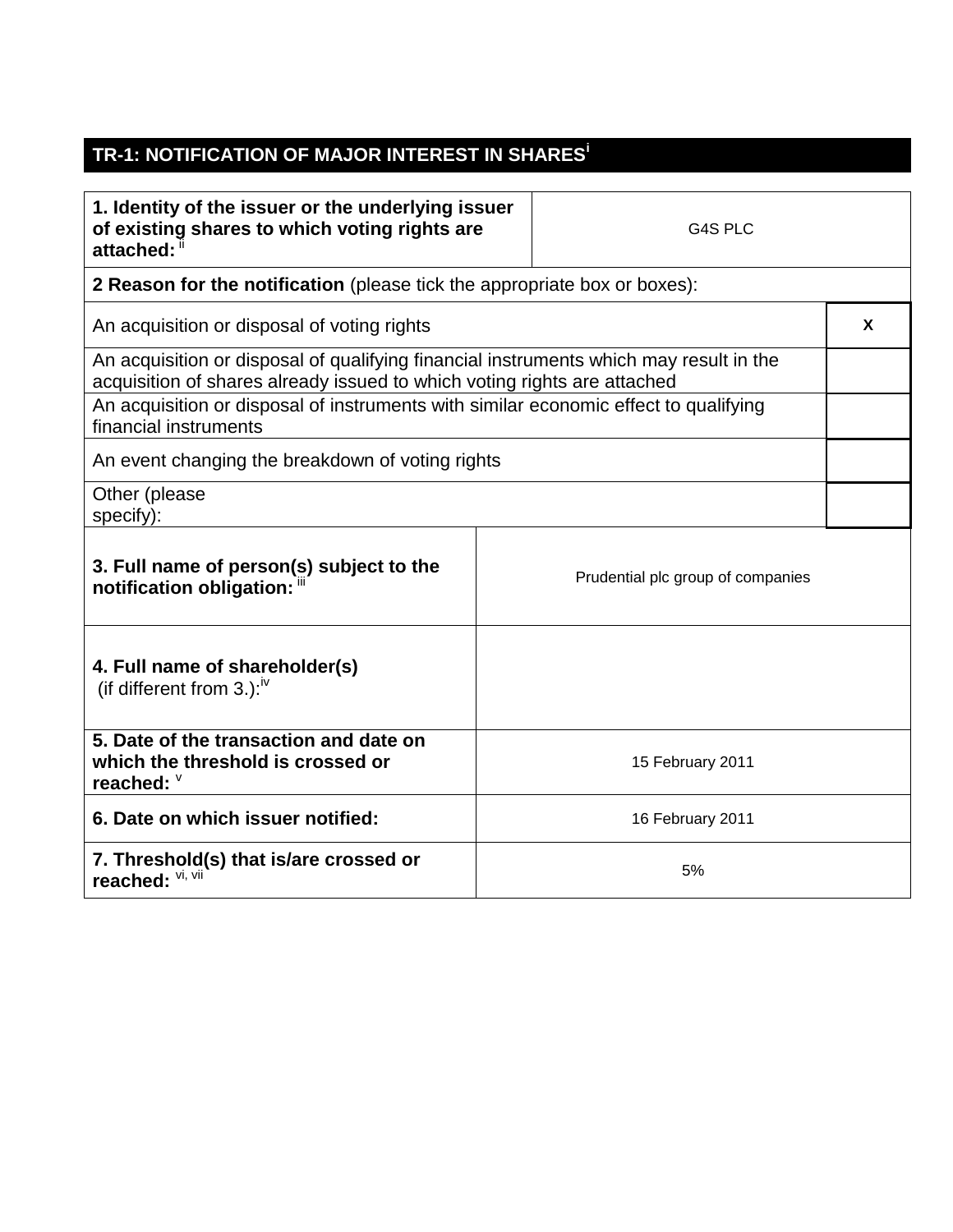## TR-1: NOTIFICATION OF MAJOR INTEREST IN SHARES[i]

| | |
|---|---|
| **1. Identity of the issuer or the underlying issuer of existing shares to which voting rights are attached:** [ii] | G4S PLC |
| **2 Reason for the notification** (please tick the appropriate box or boxes): | |
| An acquisition or disposal of voting rights | X |
| An acquisition or disposal of qualifying financial instruments which may result in the acquisition of shares already issued to which voting rights are attached | |
| An acquisition or disposal of instruments with similar economic effect to qualifying financial instruments | |
| An event changing the breakdown of voting rights | |
| Other (please specify): | |
| **3. Full name of person(s) subject to the notification obligation:** [iii] | Prudential plc group of companies |
| **4. Full name of shareholder(s)** (if different from 3.):[iv] | |
| **5. Date of the transaction and date on which the threshold is crossed or reached:** [v] | 15 February 2011 |
| **6. Date on which issuer notified:** | 16 February 2011 |
| **7. Threshold(s) that is/are crossed or reached:** [vi, vii] | 5% |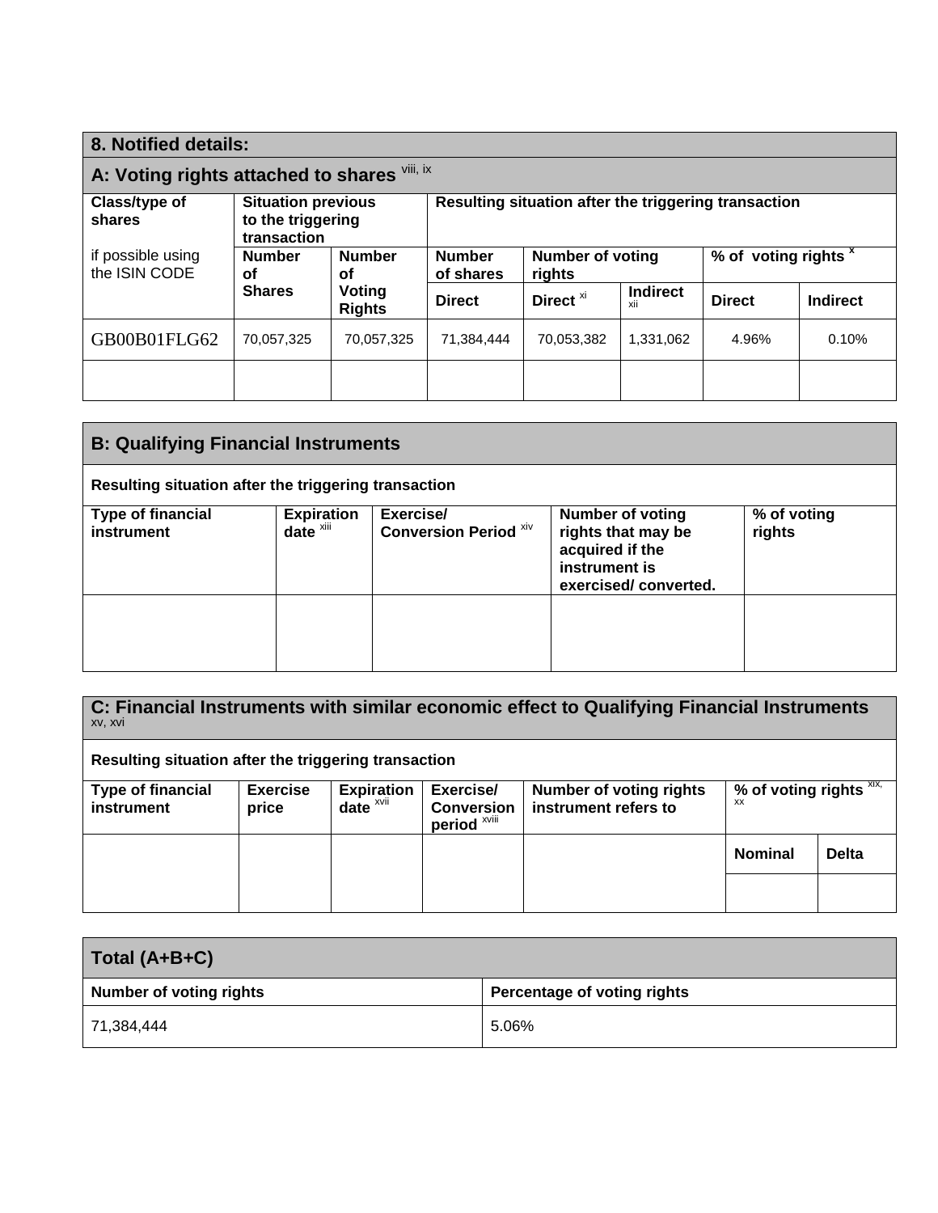## 8. Notified details:

### A: Voting rights attached to shares [viii, ix]

| Class/type of shares if possible using the ISIN CODE | Situation previous to the triggering transaction | | Resulting situation after the triggering transaction | | | | |
|---|---|---|---|---|---|---|---|
| | Number of Shares | Number of Voting Rights | Number of shares | Number of voting rights | | % of voting rights [x] | |
| | | | Direct | Direct [xi] | Indirect [xii] | Direct | Indirect |
| GB00B01FLG62 | 70,057,325 | 70,057,325 | 71,384,444 | 70,053,382 | 1,331,062 | 4.96% | 0.10% |
| | | | | | | | |

### B: Qualifying Financial Instruments

Resulting situation after the triggering transaction

| Type of financial instrument | Expiration date [xiii] | Exercise/ Conversion Period [xiv] | Number of voting rights that may be acquired if the instrument is exercised/ converted. | % of voting rights |
|---|---|---|---|---|
| | | | | |

### C: Financial Instruments with similar economic effect to Qualifying Financial Instruments [xv, xvi]

Resulting situation after the triggering transaction

| Type of financial instrument | Exercise price | Expiration date [xvii] | Exercise/ Conversion period [xviii] | Number of voting rights instrument refers to | % of voting rights [xix, xx] | |
|---|---|---|---|---|---|---|
| | | | | | Nominal | Delta |
| | | | | | | |

### Total (A+B+C)

| Number of voting rights | Percentage of voting rights |
|---|---|
| 71,384,444 | 5.06% |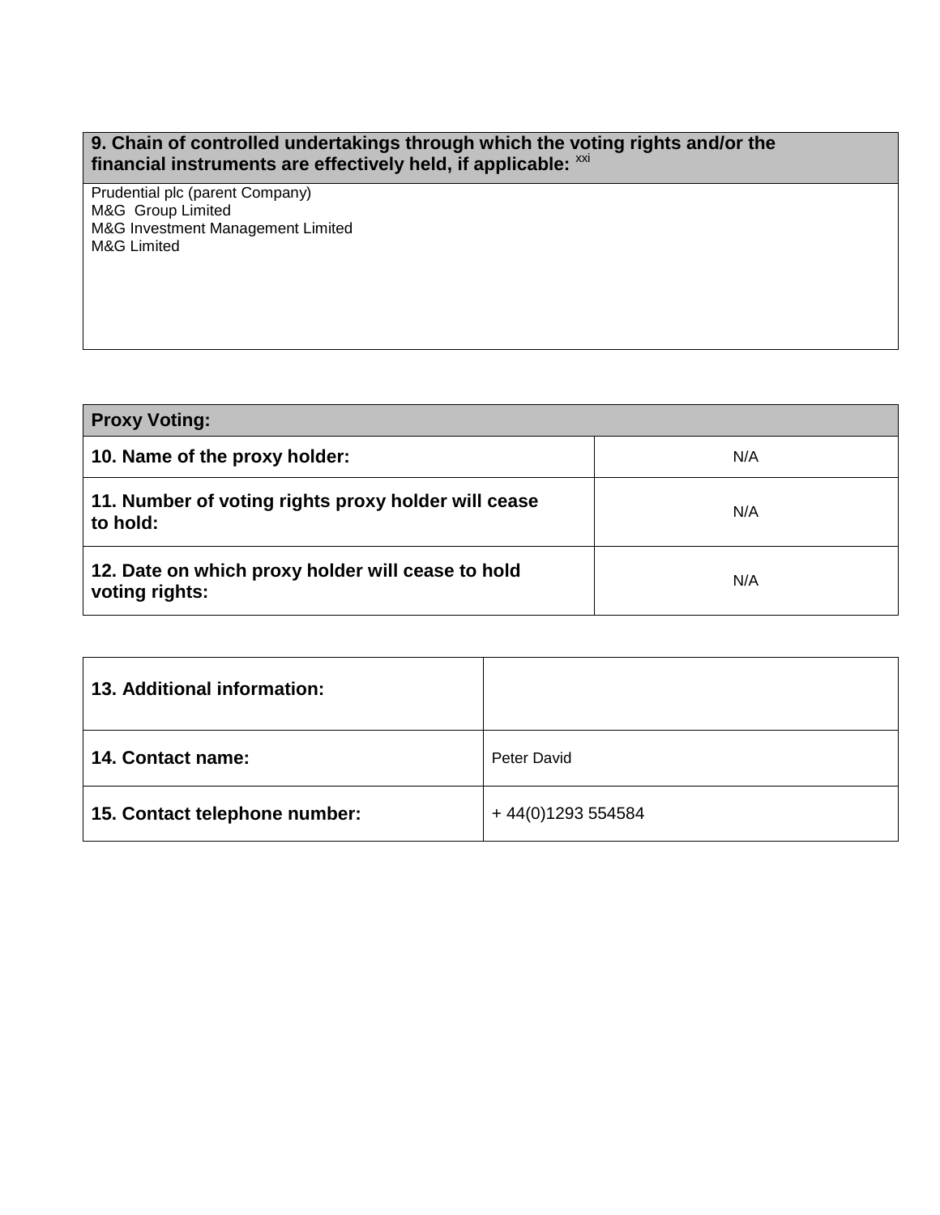| 9. Chain of controlled undertakings through which the voting rights and/or the financial instruments are effectively held, if applicable: [xxi] |
| --- |
| Prudential plc (parent Company)<br>M&G Group Limited<br>M&G Investment Management Limited<br>M&G Limited |

| Proxy Voting: | |
| --- | --- |
| **10. Name of the proxy holder:** | N/A |
| **11. Number of voting rights proxy holder will cease to hold:** | N/A |
| **12. Date on which proxy holder will cease to hold voting rights:** | N/A |

| | |
| --- | --- |
| **13. Additional information:** | |
| **14. Contact name:** | Peter David |
| **15. Contact telephone number:** | + 44(0)1293 554584 |